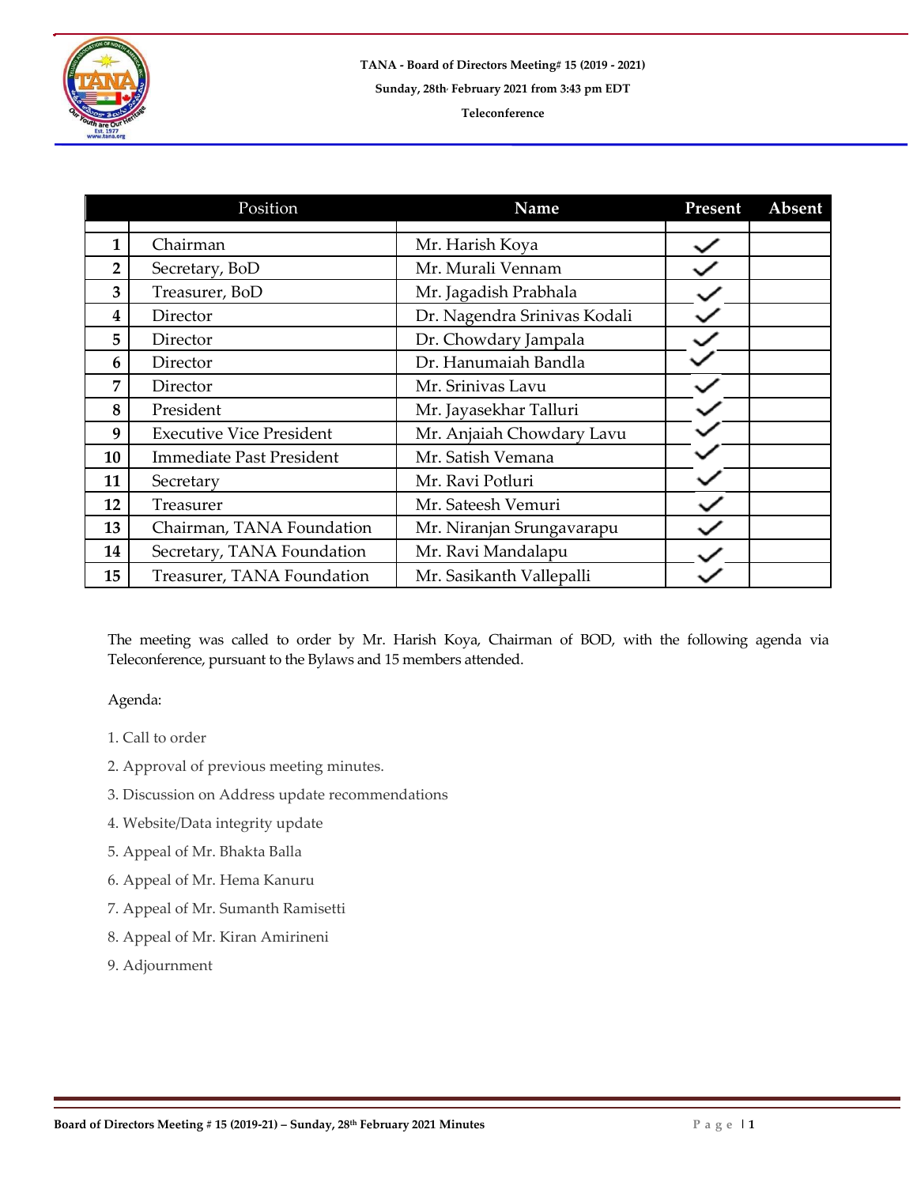**TANA - Board of Directors Meeting# 15 (2019 - 2021)**

**Sunday, 28th February 2021 from 3:43 pm EDT**

**Teleconference**

| | Position | Name | Present | Absent |
|---|---|---|---|---|
| 1 | Chairman | Mr. Harish Koya | ✓ | |
| 2 | Secretary, BoD | Mr. Murali Vennam | ✓ | |
| 3 | Treasurer, BoD | Mr. Jagadish Prabhala | ✓ | |
| 4 | Director | Dr. Nagendra Srinivas Kodali | ✓ | |
| 5 | Director | Dr. Chowdary Jampala | ✓ | |
| 6 | Director | Dr. Hanumaiah Bandla | ✓ | |
| 7 | Director | Mr. Srinivas Lavu | ✓ | |
| 8 | President | Mr. Jayasekhar Talluri | ✓ | |
| 9 | Executive Vice President | Mr. Anjaiah Chowdary Lavu | ✓ | |
| 10 | Immediate Past President | Mr. Satish Vemana | ✓ | |
| 11 | Secretary | Mr. Ravi Potluri | ✓ | |
| 12 | Treasurer | Mr. Sateesh Vemuri | ✓ | |
| 13 | Chairman, TANA Foundation | Mr. Niranjan Srungavarapu | ✓ | |
| 14 | Secretary, TANA Foundation | Mr. Ravi Mandalapu | ✓ | |
| 15 | Treasurer, TANA Foundation | Mr. Sasikanth Vallepalli | ✓ | |

The meeting was called to order by Mr. Harish Koya, Chairman of BOD, with the following agenda via Teleconference, pursuant to the Bylaws and 15 members attended.

Agenda:

1. Call to order
2. Approval of previous meeting minutes.
3. Discussion on Address update recommendations
4. Website/Data integrity update
5. Appeal of Mr. Bhakta Balla
6. Appeal of Mr. Hema Kanuru
7. Appeal of Mr. Sumanth Ramisetti
8. Appeal of Mr. Kiran Amirineni
9. Adjournment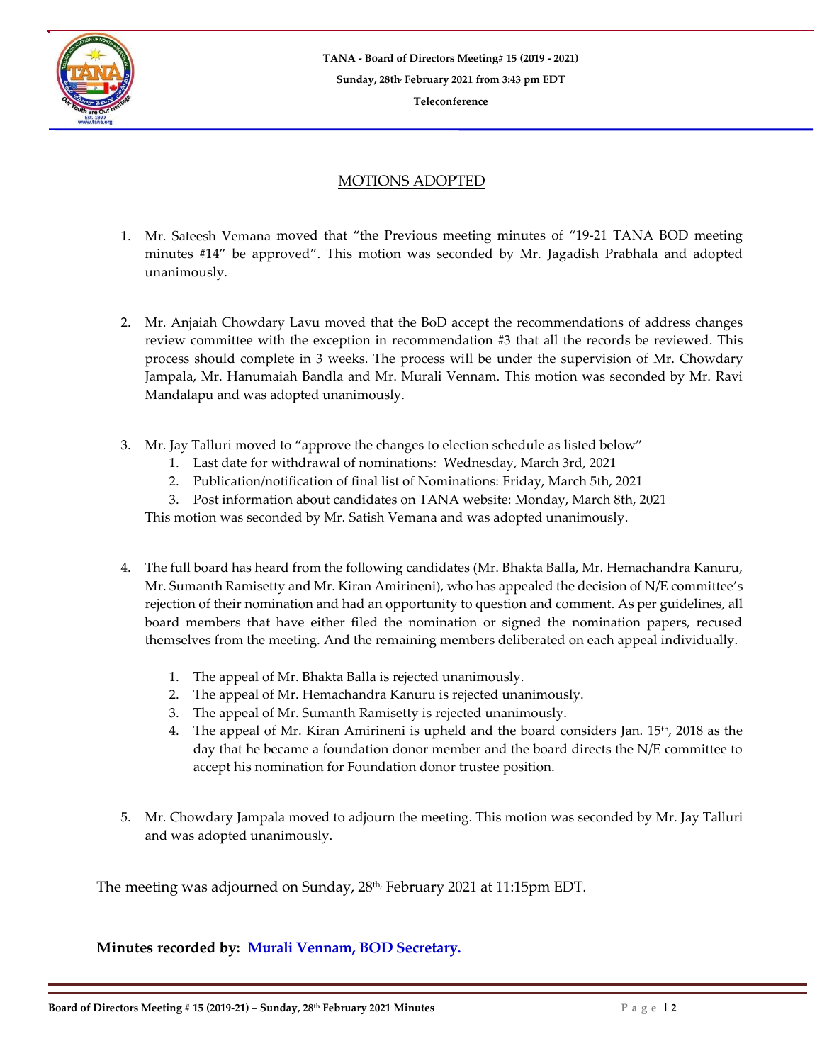## MOTIONS ADOPTED

1. Mr. Sateesh Vemana moved that "the Previous meeting minutes of "19-21 TANA BOD meeting minutes #14" be approved". This motion was seconded by Mr. Jagadish Prabhala and adopted unanimously.

2. Mr. Anjaiah Chowdary Lavu moved that the BoD accept the recommendations of address changes review committee with the exception in recommendation #3 that all the records be reviewed. This process should complete in 3 weeks. The process will be under the supervision of Mr. Chowdary Jampala, Mr. Hanumaiah Bandla and Mr. Murali Vennam. This motion was seconded by Mr. Ravi Mandalapu and was adopted unanimously.

3. Mr. Jay Talluri moved to "approve the changes to election schedule as listed below"
   1. Last date for withdrawal of nominations: Wednesday, March 3rd, 2021
   2. Publication/notification of final list of Nominations: Friday, March 5th, 2021
   3. Post information about candidates on TANA website: Monday, March 8th, 2021

   This motion was seconded by Mr. Satish Vemana and was adopted unanimously.

4. The full board has heard from the following candidates (Mr. Bhakta Balla, Mr. Hemachandra Kanuru, Mr. Sumanth Ramisetty and Mr. Kiran Amirineni), who has appealed the decision of N/E committee's rejection of their nomination and had an opportunity to question and comment. As per guidelines, all board members that have either filed the nomination or signed the nomination papers, recused themselves from the meeting. And the remaining members deliberated on each appeal individually.

   1. The appeal of Mr. Bhakta Balla is rejected unanimously.
   2. The appeal of Mr. Hemachandra Kanuru is rejected unanimously.
   3. The appeal of Mr. Sumanth Ramisetty is rejected unanimously.
   4. The appeal of Mr. Kiran Amirineni is upheld and the board considers Jan. 15th, 2018 as the day that he became a foundation donor member and the board directs the N/E committee to accept his nomination for Foundation donor trustee position.

5. Mr. Chowdary Jampala moved to adjourn the meeting. This motion was seconded by Mr. Jay Talluri and was adopted unanimously.

The meeting was adjourned on Sunday, 28th, February 2021 at 11:15pm EDT.

**Minutes recorded by: Murali Vennam, BOD Secretary.**